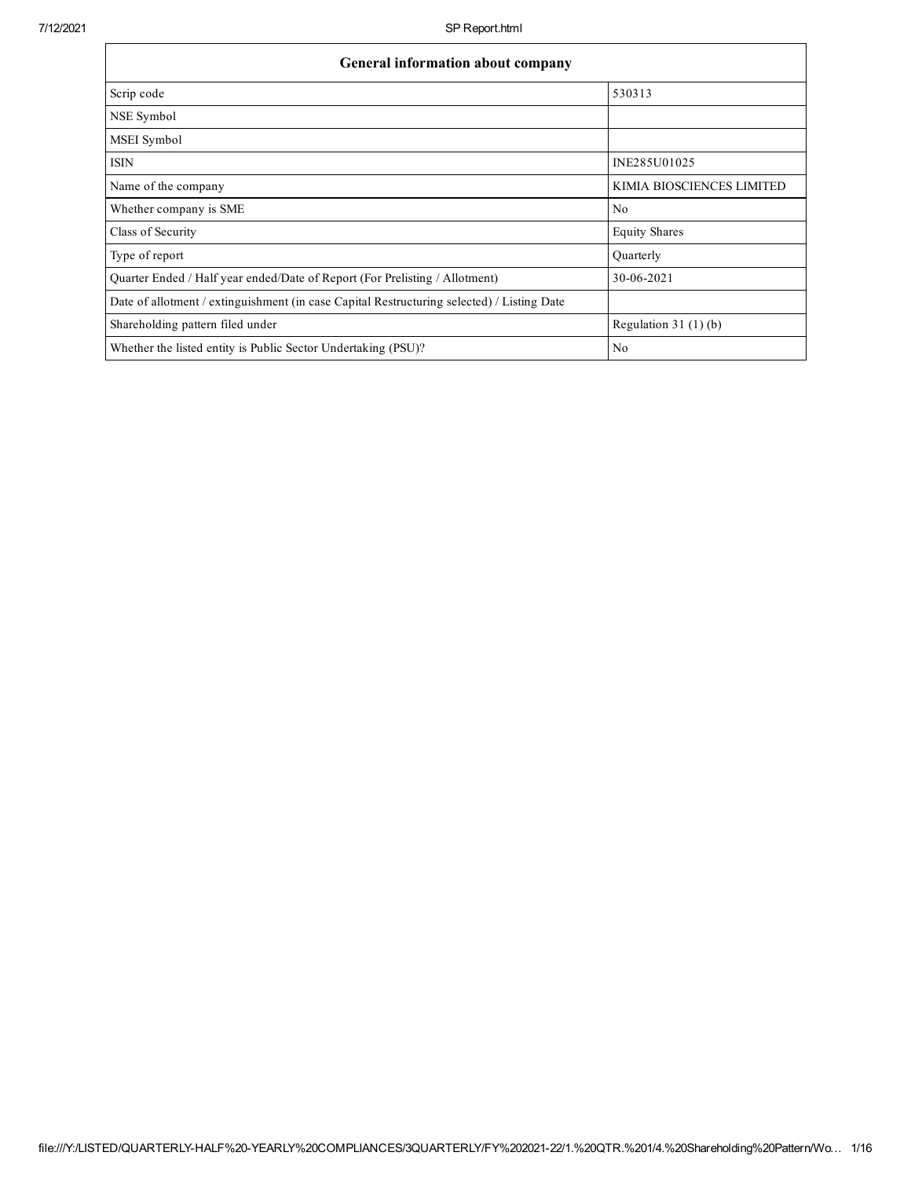| General information about company | |
|---|---|
| Scrip code | 530313 |
| NSE Symbol | |
| MSEI Symbol | |
| ISIN | INE285U01025 |
| Name of the company | KIMIA BIOSCIENCES LIMITED |
| Whether company is SME | No |
| Class of Security | Equity Shares |
| Type of report | Quarterly |
| Quarter Ended / Half year ended/Date of Report (For Prelisting / Allotment) | 30-06-2021 |
| Date of allotment / extinguishment (in case Capital Restructuring selected) / Listing Date | |
| Shareholding pattern filed under | Regulation 31 (1) (b) |
| Whether the listed entity is Public Sector Undertaking (PSU)? | No |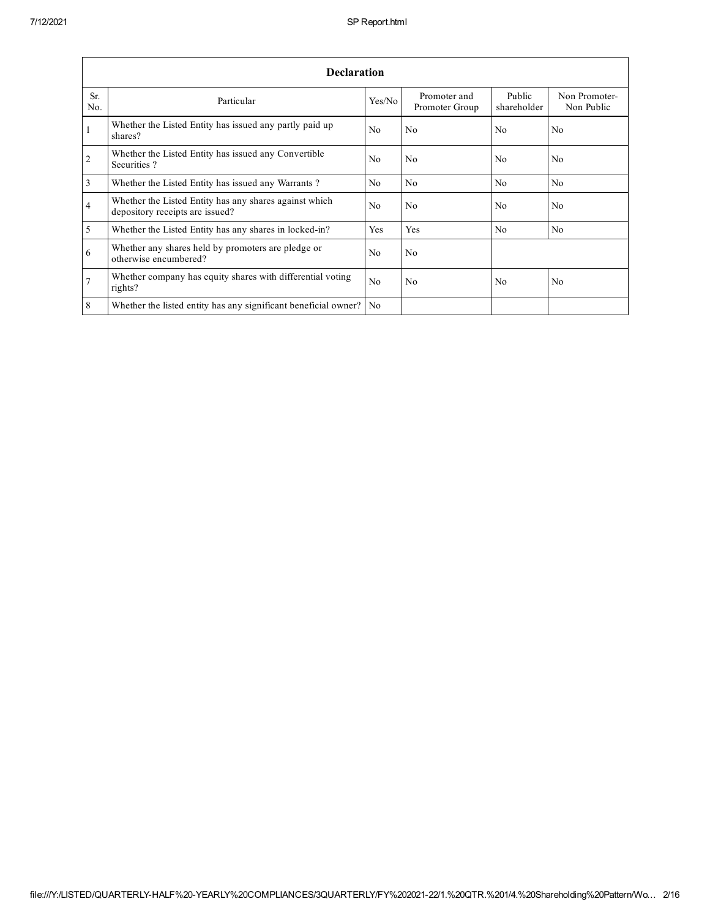| Declaration | | | | | |
|---|---|---|---|---|---|
| Sr. No. | Particular | Yes/No | Promoter and Promoter Group | Public shareholder | Non Promoter- Non Public |
| 1 | Whether the Listed Entity has issued any partly paid up shares? | No | No | No | No |
| 2 | Whether the Listed Entity has issued any Convertible Securities ? | No | No | No | No |
| 3 | Whether the Listed Entity has issued any Warrants ? | No | No | No | No |
| 4 | Whether the Listed Entity has any shares against which depository receipts are issued? | No | No | No | No |
| 5 | Whether the Listed Entity has any shares in locked-in? | Yes | Yes | No | No |
| 6 | Whether any shares held by promoters are pledge or otherwise encumbered? | No | No | | |
| 7 | Whether company has equity shares with differential voting rights? | No | No | No | No |
| 8 | Whether the listed entity has any significant beneficial owner? | No | | | |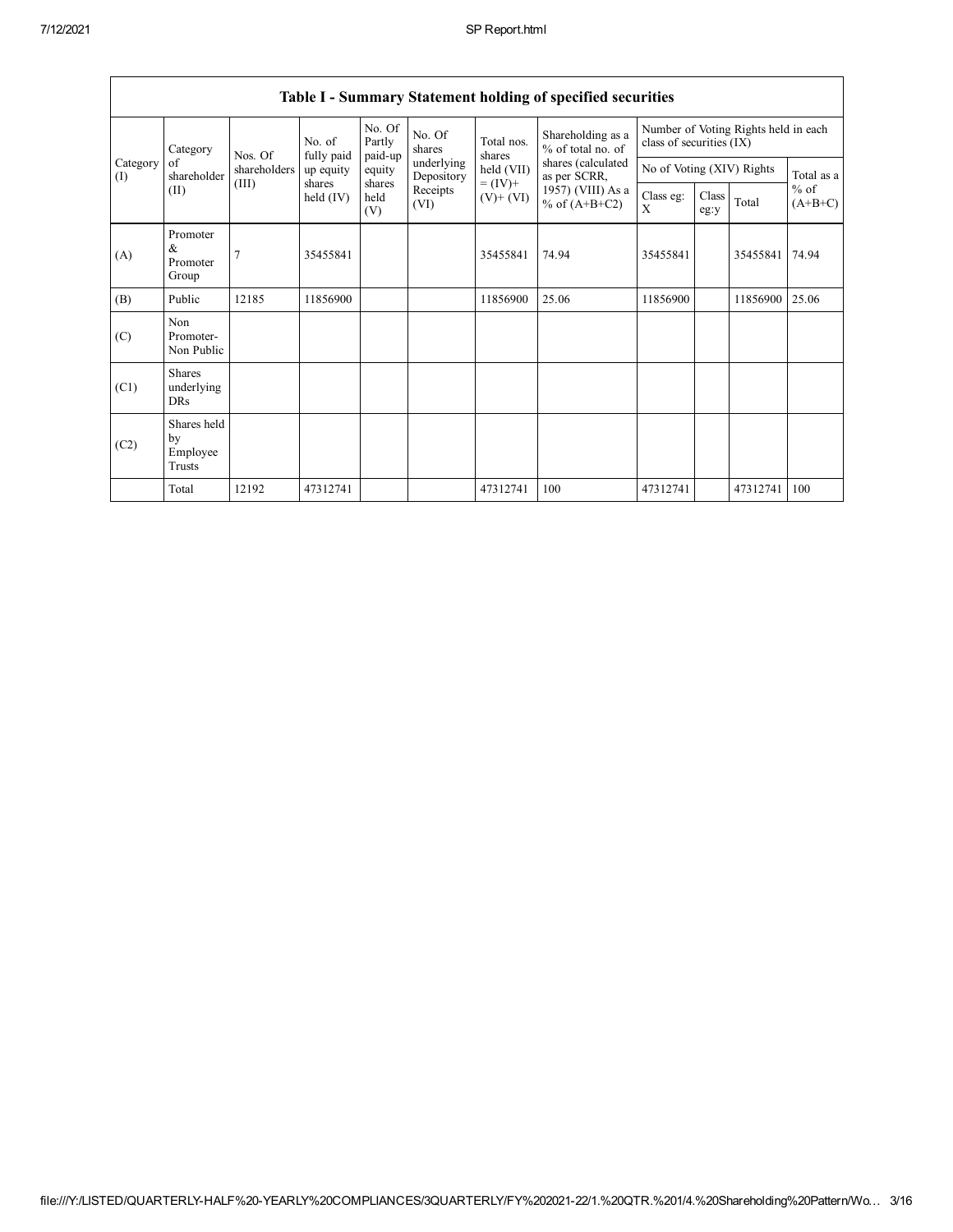# Table I - Summary Statement holding of specified securities

| Category (I) | Category of shareholder (II) | Nos. Of shareholders (III) | No. of fully paid up equity shares held (IV) | No. Of Partly paid-up equity shares held (V) | No. Of shares underlying Depository Receipts (VI) | Total nos. shares held (VII) = (IV)+ (V)+ (VI) | Shareholding as a % of total no. of shares (calculated as per SCRR, 1957) (VIII) As a % of (A+B+C2) | Number of Voting Rights held in each class of securities (IX) | | | |
|---|---|---|---|---|---|---|---|---|---|---|---|
| | | | | | | | | No of Voting (XIV) Rights | | | Total as a % of (A+B+C) |
| | | | | | | | | Class eg: X | Class eg:y | Total | |
| (A) | Promoter & Promoter Group | 7 | 35455841 | | | 35455841 | 74.94 | 35455841 | | 35455841 | 74.94 |
| (B) | Public | 12185 | 11856900 | | | 11856900 | 25.06 | 11856900 | | 11856900 | 25.06 |
| (C) | Non Promoter- Non Public | | | | | | | | | | |
| (C1) | Shares underlying DRs | | | | | | | | | | |
| (C2) | Shares held by Employee Trusts | | | | | | | | | | |
| | Total | 12192 | 47312741 | | | 47312741 | 100 | 47312741 | | 47312741 | 100 |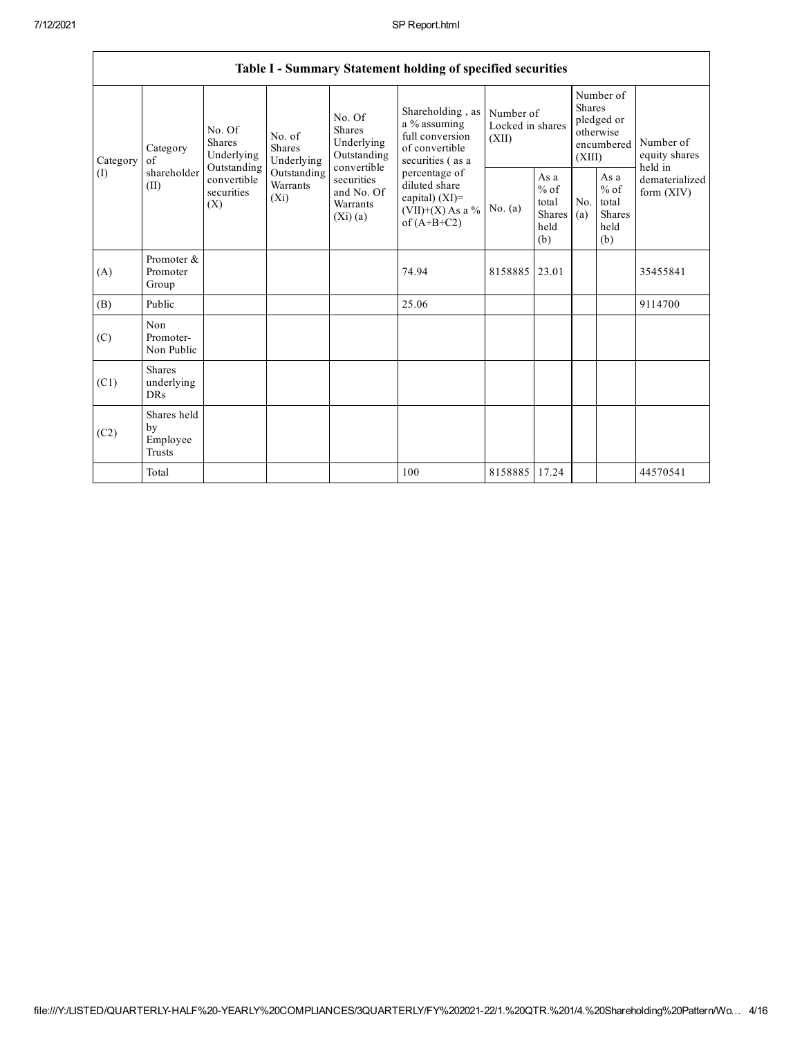| Table I - Summary Statement holding of specified securities | | | | | | | | | | | |
|---|---|---|---|---|---|---|---|---|---|---|---|
| Category (I) | Category of shareholder (II) | No. Of Shares Underlying Outstanding convertible securities (X) | No. of Shares Underlying Outstanding Warrants (Xi) | No. Of Shares Underlying Outstanding convertible securities and No. Of Warrants (Xi) (a) | Shareholding , as a % assuming full conversion of convertible securities ( as a percentage of diluted share capital) (XI)= (VII)+(X) As a % of (A+B+C2) | Number of Locked in shares (XII) | | Number of Shares pledged or otherwise encumbered (XIII) | | Number of equity shares held in dematerialized form (XIV) |
| | | | | | | No. (a) | As a % of total Shares held (b) | No. (a) | As a % of total Shares held (b) | |
| (A) | Promoter & Promoter Group | | | | 74.94 | 8158885 | 23.01 | | | 35455841 |
| (B) | Public | | | | 25.06 | | | | | 9114700 |
| (C) | Non Promoter- Non Public | | | | | | | | | |
| (C1) | Shares underlying DRs | | | | | | | | | |
| (C2) | Shares held by Employee Trusts | | | | | | | | | |
| | Total | | | | 100 | 8158885 | 17.24 | | | 44570541 |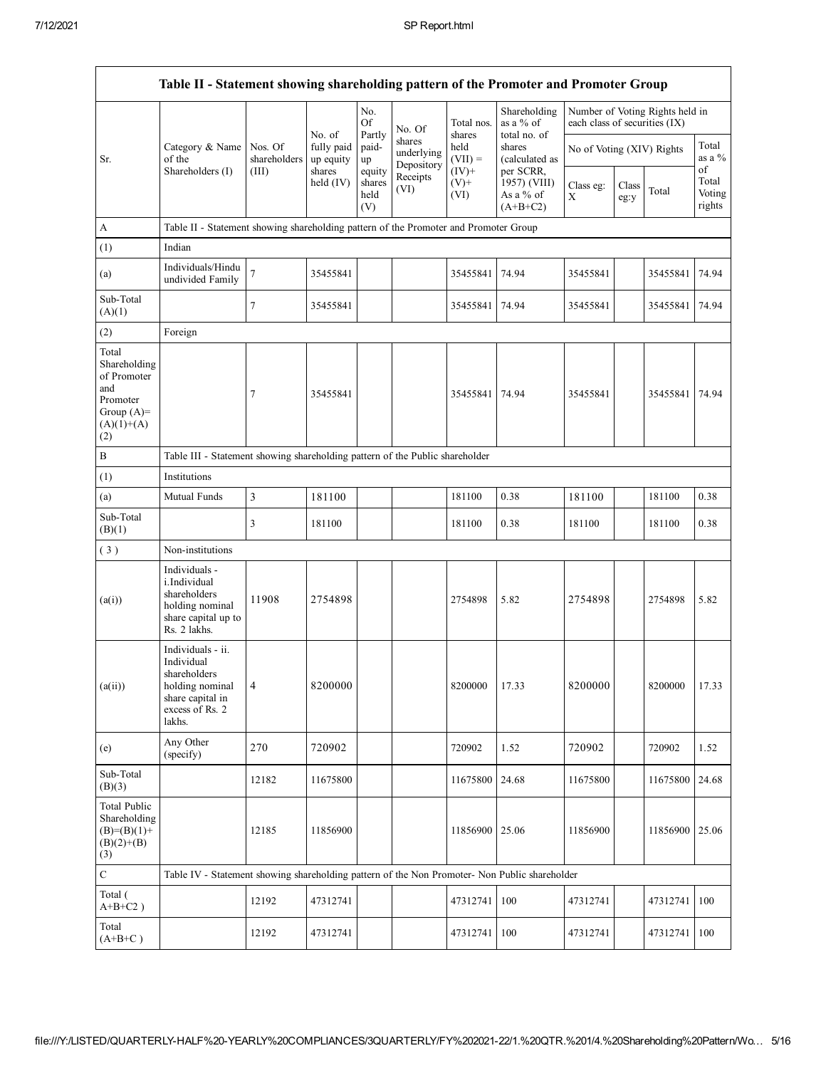| Table II - Statement showing shareholding pattern of the Promoter and Promoter Group | | | | | | | | | | | |
|---|---|---|---|---|---|---|---|---|---|---|---|
| Sr. | Category & Name of the Shareholders (I) | Nos. Of shareholders (III) | No. of fully paid up equity shares held (IV) | No. Of Partly paid-up equity shares held (V) | No. Of shares underlying Depository Receipts (VI) | Total nos. shares held (VII) = (IV)+ (V)+ (VI) | Shareholding as a % of total no. of shares (calculated as per SCRR, 1957) (VIII) As a % of (A+B+C2) | Number of Voting Rights held in each class of securities (IX) | | | |
| | | | | | | | | No of Voting (XIV) Rights | | | Total as a % of Total Voting rights |
| | | | | | | | | Class eg: X | Class eg:y | Total | |
| A | Table II - Statement showing shareholding pattern of the Promoter and Promoter Group | | | | | | | | | | |
| (1) | Indian | | | | | | | | | | |
| (a) | Individuals/Hindu undivided Family | 7 | 35455841 | | | 35455841 | 74.94 | 35455841 | | 35455841 | 74.94 |
| Sub-Total (A)(1) | | 7 | 35455841 | | | 35455841 | 74.94 | 35455841 | | 35455841 | 74.94 |
| (2) | Foreign | | | | | | | | | | |
| Total Shareholding of Promoter and Promoter Group (A)=(A)(1)+(A)(2) | | 7 | 35455841 | | | 35455841 | 74.94 | 35455841 | | 35455841 | 74.94 |
| B | Table III - Statement showing shareholding pattern of the Public shareholder | | | | | | | | | | |
| (1) | Institutions | | | | | | | | | | |
| (a) | Mutual Funds | 3 | 181100 | | | 181100 | 0.38 | 181100 | | 181100 | 0.38 |
| Sub-Total (B)(1) | | 3 | 181100 | | | 181100 | 0.38 | 181100 | | 181100 | 0.38 |
| (3) | Non-institutions | | | | | | | | | | |
| (a(i)) | Individuals - i.Individual shareholders holding nominal share capital up to Rs. 2 lakhs. | 11908 | 2754898 | | | 2754898 | 5.82 | 2754898 | | 2754898 | 5.82 |
| (a(ii)) | Individuals - ii. Individual shareholders holding nominal share capital in excess of Rs. 2 lakhs. | 4 | 8200000 | | | 8200000 | 17.33 | 8200000 | | 8200000 | 17.33 |
| (e) | Any Other (specify) | 270 | 720902 | | | 720902 | 1.52 | 720902 | | 720902 | 1.52 |
| Sub-Total (B)(3) | | 12182 | 11675800 | | | 11675800 | 24.68 | 11675800 | | 11675800 | 24.68 |
| Total Public Shareholding (B)=(B)(1)+(B)(2)+(B)(3) | | 12185 | 11856900 | | | 11856900 | 25.06 | 11856900 | | 11856900 | 25.06 |
| C | Table IV - Statement showing shareholding pattern of the Non Promoter- Non Public shareholder | | | | | | | | | | |
| Total ( A+B+C2 ) | | 12192 | 47312741 | | | 47312741 | 100 | 47312741 | | 47312741 | 100 |
| Total (A+B+C ) | | 12192 | 47312741 | | | 47312741 | 100 | 47312741 | | 47312741 | 100 |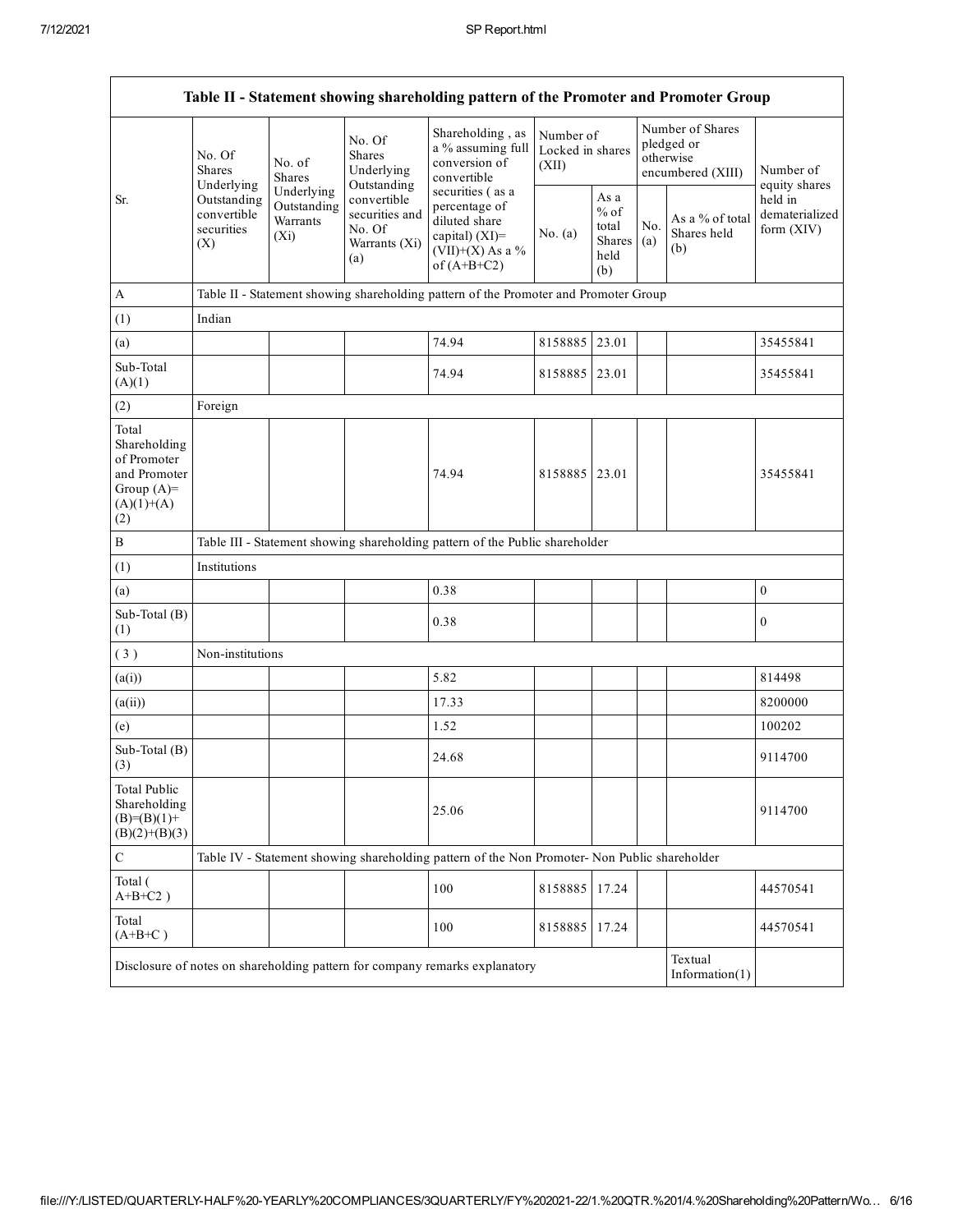| Table II - Statement showing shareholding pattern of the Promoter and Promoter Group | | | | | | | | | |
|---|---|---|---|---|---|---|---|---|---|
| Sr. | No. Of Shares Underlying Outstanding convertible securities (X) | No. of Shares Underlying Outstanding Warrants (Xi) | No. Of Shares Underlying Outstanding convertible securities and No. Of Warrants (Xi) (a) | Shareholding , as a % assuming full conversion of convertible securities ( as a percentage of diluted share capital) (XI)= (VII)+(X) As a % of (A+B+C2) | Number of Locked in shares (XII) | | Number of Shares pledged or otherwise encumbered (XIII) | | Number of equity shares held in dematerialized form (XIV) |
| | | | | | No. (a) | As a % of total Shares held (b) | No. (a) | As a % of total Shares held (b) | |
| A | Table II - Statement showing shareholding pattern of the Promoter and Promoter Group | | | | | | | | |
| (1) | Indian | | | | | | | | |
| (a) | | | | 74.94 | 8158885 | 23.01 | | | 35455841 |
| Sub-Total (A)(1) | | | | 74.94 | 8158885 | 23.01 | | | 35455841 |
| (2) | Foreign | | | | | | | | |
| Total Shareholding of Promoter and Promoter Group (A)=(A)(1)+(A)(2) | | | | 74.94 | 8158885 | 23.01 | | | 35455841 |
| B | Table III - Statement showing shareholding pattern of the Public shareholder | | | | | | | | |
| (1) | Institutions | | | | | | | | |
| (a) | | | | 0.38 | | | | | 0 |
| Sub-Total (B)(1) | | | | 0.38 | | | | | 0 |
| ( 3 ) | Non-institutions | | | | | | | | |
| (a(i)) | | | | 5.82 | | | | | 814498 |
| (a(ii)) | | | | 17.33 | | | | | 8200000 |
| (e) | | | | 1.52 | | | | | 100202 |
| Sub-Total (B)(3) | | | | 24.68 | | | | | 9114700 |
| Total Public Shareholding (B)=(B)(1)+(B)(2)+(B)(3) | | | | 25.06 | | | | | 9114700 |
| C | Table IV - Statement showing shareholding pattern of the Non Promoter- Non Public shareholder | | | | | | | | |
| Total ( A+B+C2 ) | | | | 100 | 8158885 | 17.24 | | | 44570541 |
| Total (A+B+C ) | | | | 100 | 8158885 | 17.24 | | | 44570541 |
| Disclosure of notes on shareholding pattern for company remarks explanatory | | | | | | | | Textual Information(1) | |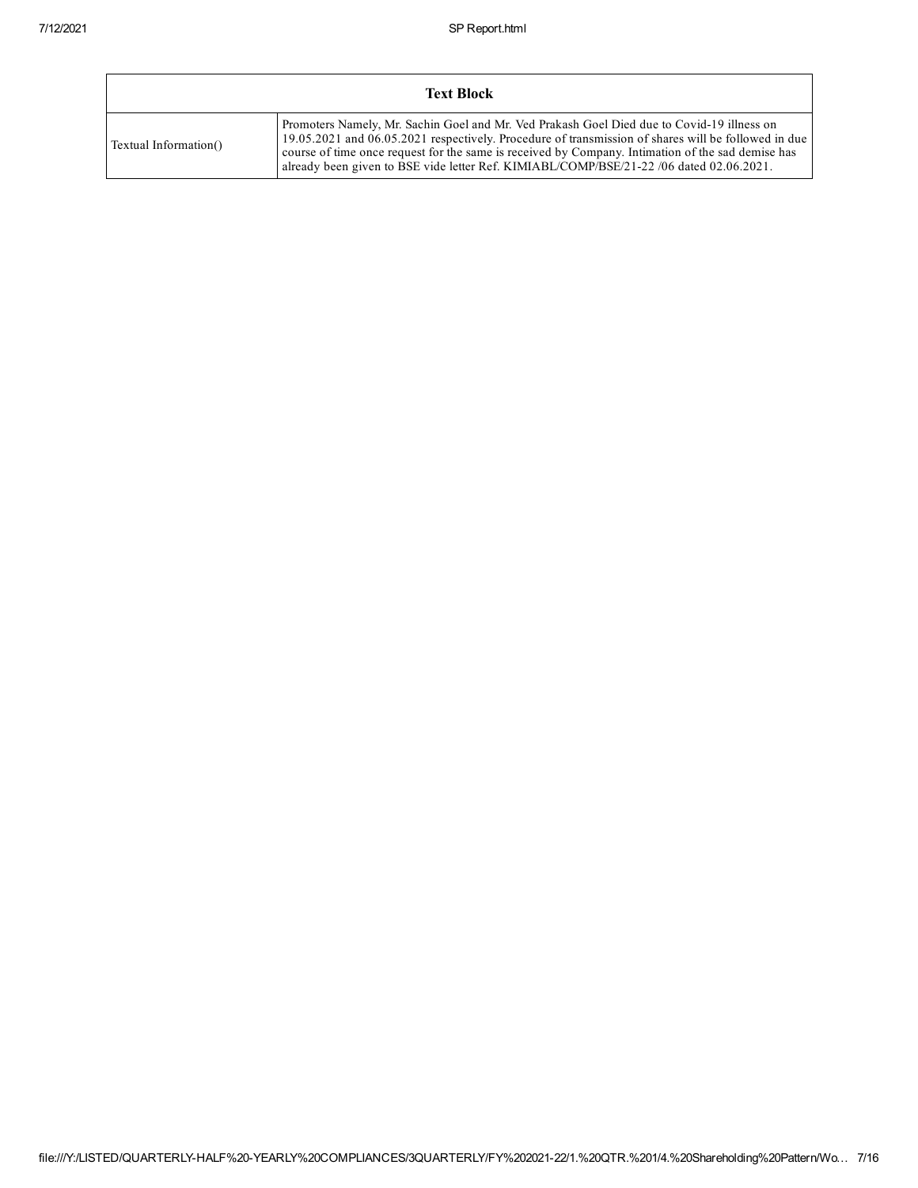| Text Block | |
|---|---|
| Textual Information() | Promoters Namely, Mr. Sachin Goel and Mr. Ved Prakash Goel Died due to Covid-19 illness on 19.05.2021 and 06.05.2021 respectively. Procedure of transmission of shares will be followed in due course of time once request for the same is received by Company. Intimation of the sad demise has already been given to BSE vide letter Ref. KIMIABL/COMP/BSE/21-22 /06 dated 02.06.2021. |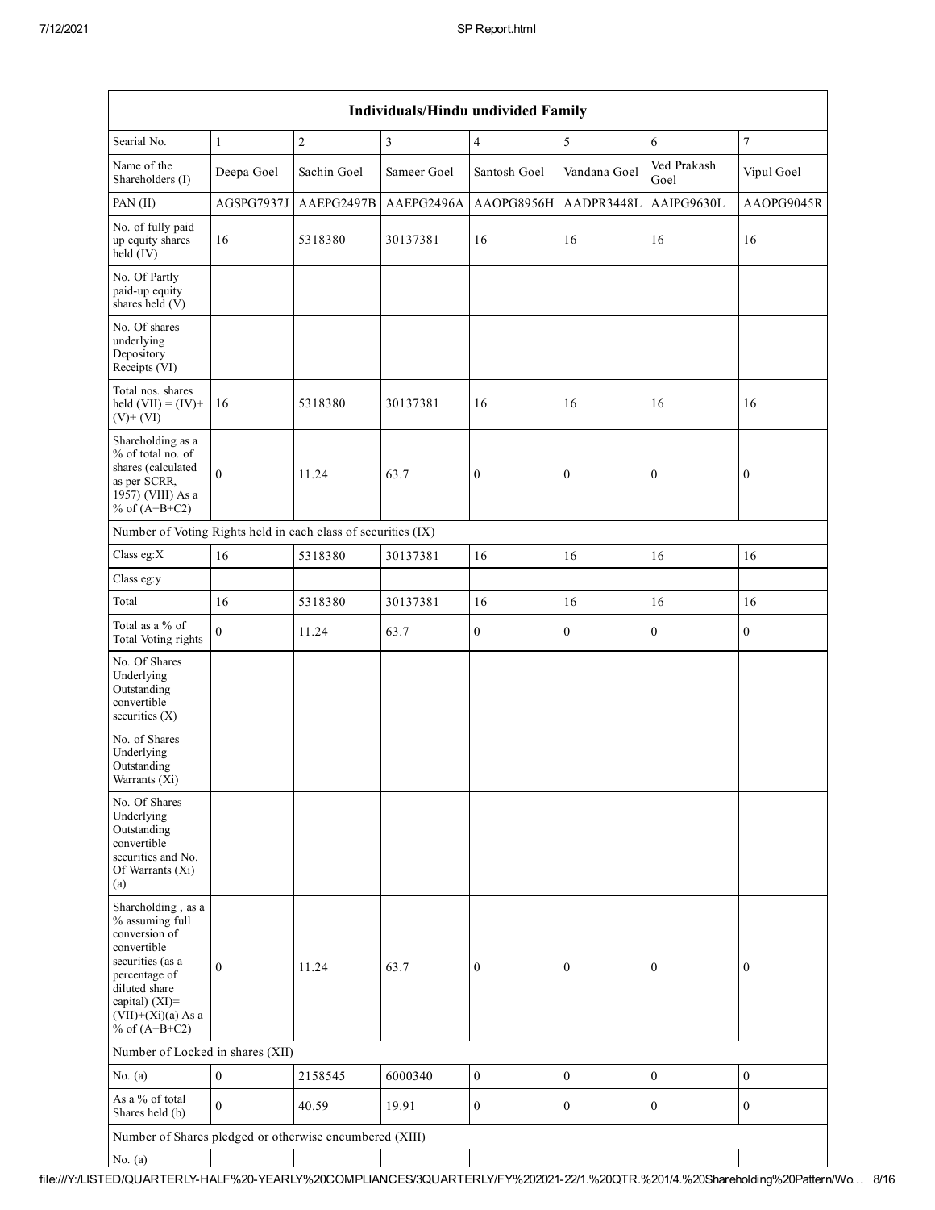| Individuals/Hindu undivided Family | | | | | | | |
|---|---|---|---|---|---|---|---|
| Searial No. | 1 | 2 | 3 | 4 | 5 | 6 | 7 |
| Name of the Shareholders (I) | Deepa Goel | Sachin Goel | Sameer Goel | Santosh Goel | Vandana Goel | Ved Prakash Goel | Vipul Goel |
| PAN (II) | AGSPG7937J | AAEPG2497B | AAEPG2496A | AAOPG8956H | AADPR3448L | AAIPG9630L | AAOPG9045R |
| No. of fully paid up equity shares held (IV) | 16 | 5318380 | 30137381 | 16 | 16 | 16 | 16 |
| No. Of Partly paid-up equity shares held (V) | | | | | | | |
| No. Of shares underlying Depository Receipts (VI) | | | | | | | |
| Total nos. shares held (VII) = (IV)+ (V)+ (VI) | 16 | 5318380 | 30137381 | 16 | 16 | 16 | 16 |
| Shareholding as a % of total no. of shares (calculated as per SCRR, 1957) (VIII) As a % of (A+B+C2) | 0 | 11.24 | 63.7 | 0 | 0 | 0 | 0 |
| Number of Voting Rights held in each class of securities (IX) | | | | | | | |
| Class eg:X | 16 | 5318380 | 30137381 | 16 | 16 | 16 | 16 |
| Class eg:y | | | | | | | |
| Total | 16 | 5318380 | 30137381 | 16 | 16 | 16 | 16 |
| Total as a % of Total Voting rights | 0 | 11.24 | 63.7 | 0 | 0 | 0 | 0 |
| No. Of Shares Underlying Outstanding convertible securities (X) | | | | | | | |
| No. of Shares Underlying Outstanding Warrants (Xi) | | | | | | | |
| No. Of Shares Underlying Outstanding convertible securities and No. Of Warrants (Xi) (a) | | | | | | | |
| Shareholding , as a % assuming full conversion of convertible securities (as a percentage of diluted share capital) (XI)= (VII)+(Xi)(a) As a % of (A+B+C2) | 0 | 11.24 | 63.7 | 0 | 0 | 0 | 0 |
| Number of Locked in shares (XII) | | | | | | | |
| No. (a) | 0 | 2158545 | 6000340 | 0 | 0 | 0 | 0 |
| As a % of total Shares held (b) | 0 | 40.59 | 19.91 | 0 | 0 | 0 | 0 |
| Number of Shares pledged or otherwise encumbered (XIII) | | | | | | | |
| No. (a) | | | | | | | |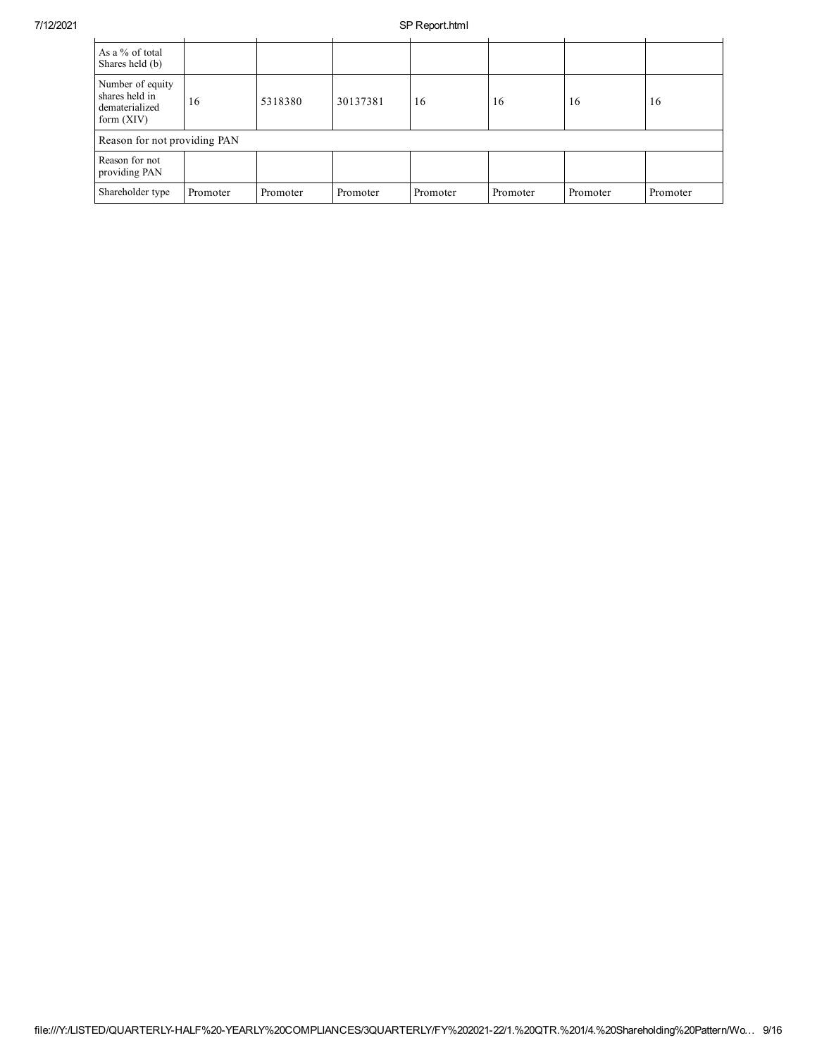| As a % of total Shares held (b) | | | | | | | |
|---|---|---|---|---|---|---|---|
| Number of equity shares held in dematerialized form (XIV) | 16 | 5318380 | 30137381 | 16 | 16 | 16 | 16 |
| Reason for not providing PAN | | | | | | | |
| Reason for not providing PAN | | | | | | | |
| Shareholder type | Promoter | Promoter | Promoter | Promoter | Promoter | Promoter | Promoter |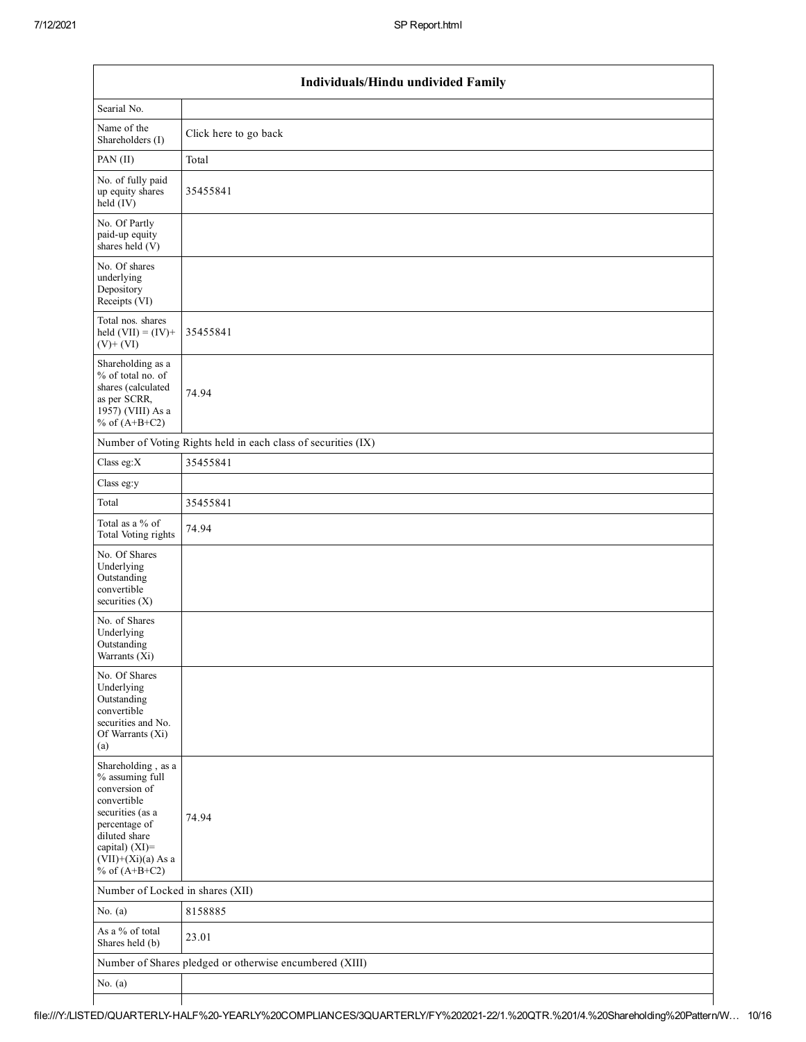| Individuals/Hindu undivided Family | |
|---|---|
| Searial No. | |
| Name of the Shareholders (I) | Click here to go back |
| PAN (II) | Total |
| No. of fully paid up equity shares held (IV) | 35455841 |
| No. Of Partly paid-up equity shares held (V) | |
| No. Of shares underlying Depository Receipts (VI) | |
| Total nos. shares held (VII) = (IV)+ (V)+ (VI) | 35455841 |
| Shareholding as a % of total no. of shares (calculated as per SCRR, 1957) (VIII) As a % of (A+B+C2) | 74.94 |
| Number of Voting Rights held in each class of securities (IX) | |
| Class eg:X | 35455841 |
| Class eg:y | |
| Total | 35455841 |
| Total as a % of Total Voting rights | 74.94 |
| No. Of Shares Underlying Outstanding convertible securities (X) | |
| No. of Shares Underlying Outstanding Warrants (Xi) | |
| No. Of Shares Underlying Outstanding convertible securities and No. Of Warrants (Xi) (a) | |
| Shareholding , as a % assuming full conversion of convertible securities (as a percentage of diluted share capital) (XI)= (VII)+(Xi)(a) As a % of (A+B+C2) | 74.94 |
| Number of Locked in shares (XII) | |
| No. (a) | 8158885 |
| As a % of total Shares held (b) | 23.01 |
| Number of Shares pledged or otherwise encumbered (XIII) | |
| No. (a) | |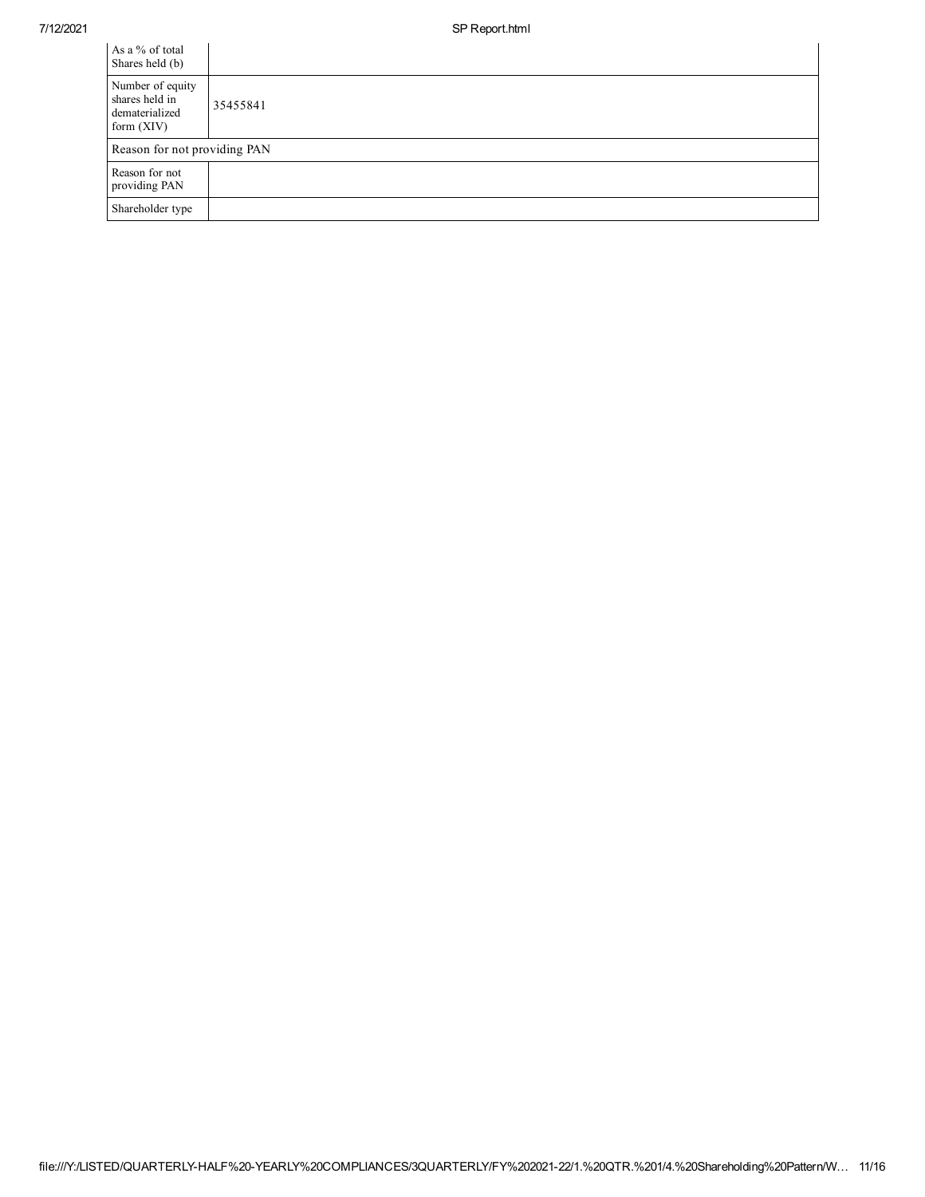| | |
|---|---|
| As a % of total Shares held (b) | |
| Number of equity shares held in dematerialized form (XIV) | 35455841 |
| Reason for not providing PAN | |
| Reason for not providing PAN | |
| Shareholder type | |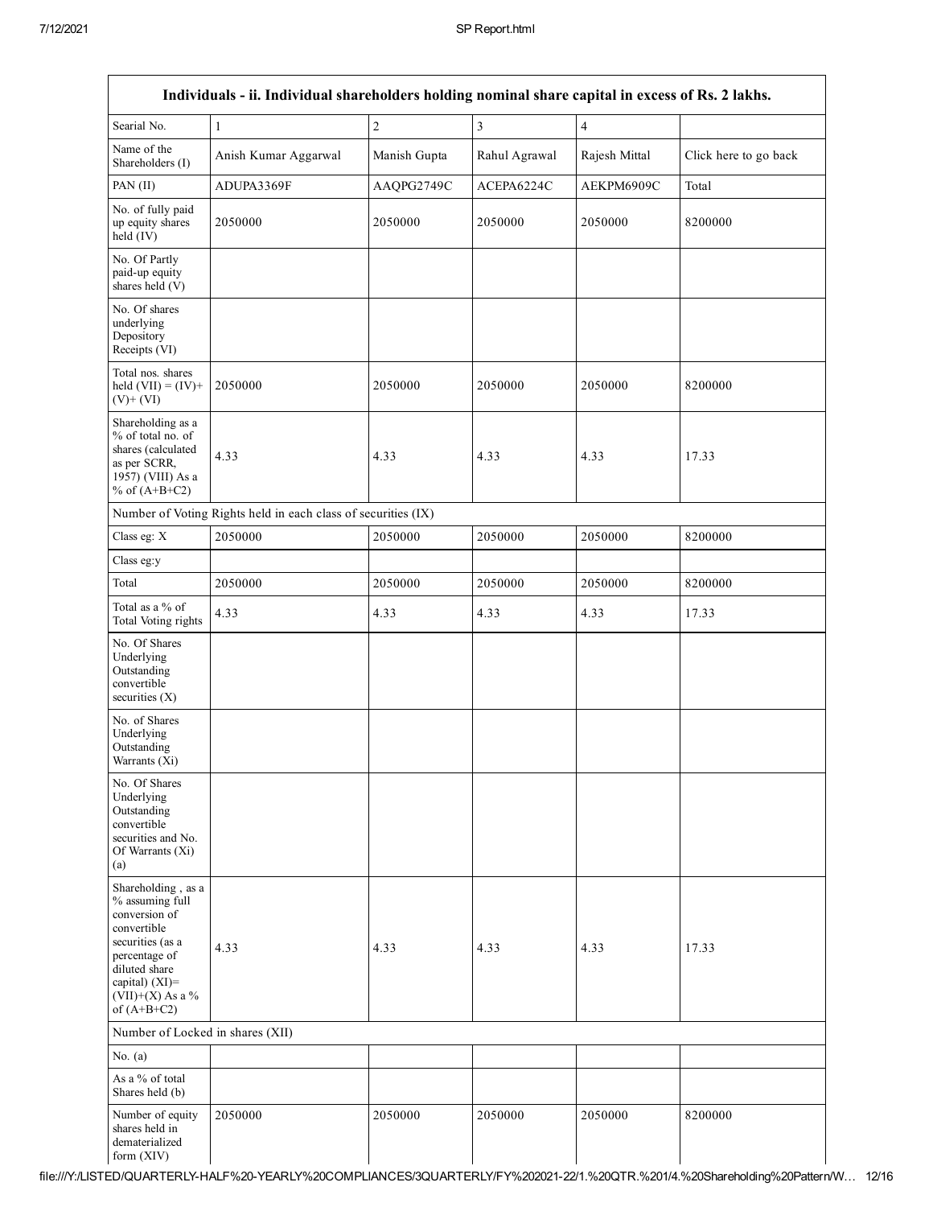| Individuals - ii. Individual shareholders holding nominal share capital in excess of Rs. 2 lakhs. | | | | | |
|---|---|---|---|---|---|
| Searial No. | 1 | 2 | 3 | 4 | |
| Name of the Shareholders (I) | Anish Kumar Aggarwal | Manish Gupta | Rahul Agrawal | Rajesh Mittal | Click here to go back |
| PAN (II) | ADUPA3369F | AAQPG2749C | ACEPA6224C | AEKPM6909C | Total |
| No. of fully paid up equity shares held (IV) | 2050000 | 2050000 | 2050000 | 2050000 | 8200000 |
| No. Of Partly paid-up equity shares held (V) | | | | | |
| No. Of shares underlying Depository Receipts (VI) | | | | | |
| Total nos. shares held (VII) = (IV)+ (V)+ (VI) | 2050000 | 2050000 | 2050000 | 2050000 | 8200000 |
| Shareholding as a % of total no. of shares (calculated as per SCRR, 1957) (VIII) As a % of (A+B+C2) | 4.33 | 4.33 | 4.33 | 4.33 | 17.33 |
| Number of Voting Rights held in each class of securities (IX) | | | | | |
| Class eg: X | 2050000 | 2050000 | 2050000 | 2050000 | 8200000 |
| Class eg:y | | | | | |
| Total | 2050000 | 2050000 | 2050000 | 2050000 | 8200000 |
| Total as a % of Total Voting rights | 4.33 | 4.33 | 4.33 | 4.33 | 17.33 |
| No. Of Shares Underlying Outstanding convertible securities (X) | | | | | |
| No. of Shares Underlying Outstanding Warrants (Xi) | | | | | |
| No. Of Shares Underlying Outstanding convertible securities and No. Of Warrants (Xi) (a) | | | | | |
| Shareholding , as a % assuming full conversion of convertible securities (as a percentage of diluted share capital) (XI)= (VII)+(X) As a % of (A+B+C2) | 4.33 | 4.33 | 4.33 | 4.33 | 17.33 |
| Number of Locked in shares (XII) | | | | | |
| No. (a) | | | | | |
| As a % of total Shares held (b) | | | | | |
| Number of equity shares held in dematerialized form (XIV) | 2050000 | 2050000 | 2050000 | 2050000 | 8200000 |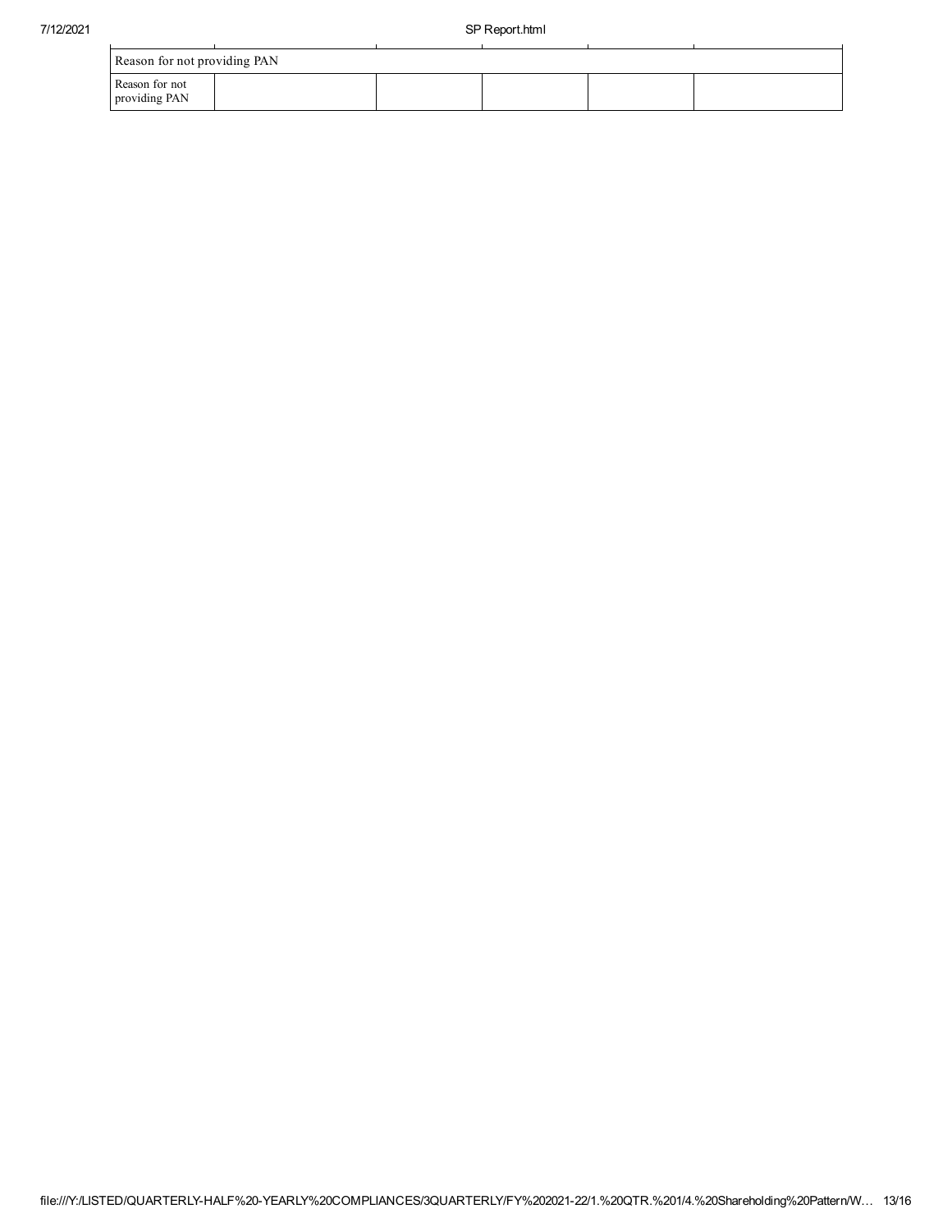| Reason for not providing PAN | | | | | |
|---|---|---|---|---|---|
| Reason for not providing PAN | | | | | |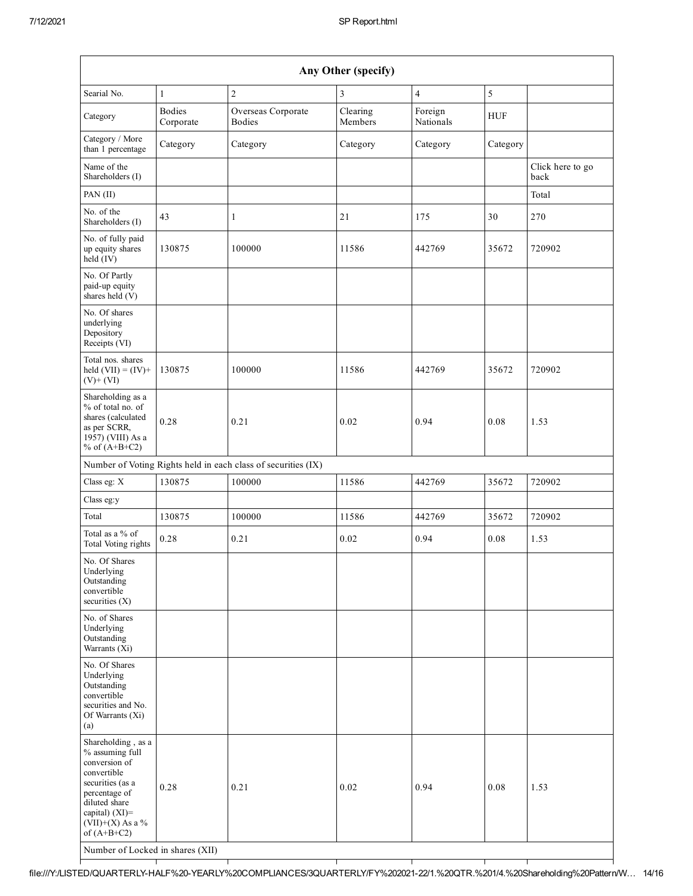| Any Other (specify) | | | | | | |
|---|---|---|---|---|---|---|
| Searial No. | 1 | 2 | 3 | 4 | 5 | |
| Category | Bodies Corporate | Overseas Corporate Bodies | Clearing Members | Foreign Nationals | HUF | |
| Category / More than 1 percentage | Category | Category | Category | Category | Category | |
| Name of the Shareholders (I) | | | | | | Click here to go back |
| PAN (II) | | | | | | Total |
| No. of the Shareholders (I) | 43 | 1 | 21 | 175 | 30 | 270 |
| No. of fully paid up equity shares held (IV) | 130875 | 100000 | 11586 | 442769 | 35672 | 720902 |
| No. Of Partly paid-up equity shares held (V) | | | | | | |
| No. Of shares underlying Depository Receipts (VI) | | | | | | |
| Total nos. shares held (VII) = (IV)+ (V)+ (VI) | 130875 | 100000 | 11586 | 442769 | 35672 | 720902 |
| Shareholding as a % of total no. of shares (calculated as per SCRR, 1957) (VIII) As a % of (A+B+C2) | 0.28 | 0.21 | 0.02 | 0.94 | 0.08 | 1.53 |
| Number of Voting Rights held in each class of securities (IX) | | | | | | |
| Class eg: X | 130875 | 100000 | 11586 | 442769 | 35672 | 720902 |
| Class eg:y | | | | | | |
| Total | 130875 | 100000 | 11586 | 442769 | 35672 | 720902 |
| Total as a % of Total Voting rights | 0.28 | 0.21 | 0.02 | 0.94 | 0.08 | 1.53 |
| No. Of Shares Underlying Outstanding convertible securities (X) | | | | | | |
| No. of Shares Underlying Outstanding Warrants (Xi) | | | | | | |
| No. Of Shares Underlying Outstanding convertible securities and No. Of Warrants (Xi) (a) | | | | | | |
| Shareholding , as a % assuming full conversion of convertible securities (as a percentage of diluted share capital) (XI)= (VII)+(X) As a % of (A+B+C2) | 0.28 | 0.21 | 0.02 | 0.94 | 0.08 | 1.53 |
| Number of Locked in shares (XII) | | | | | | |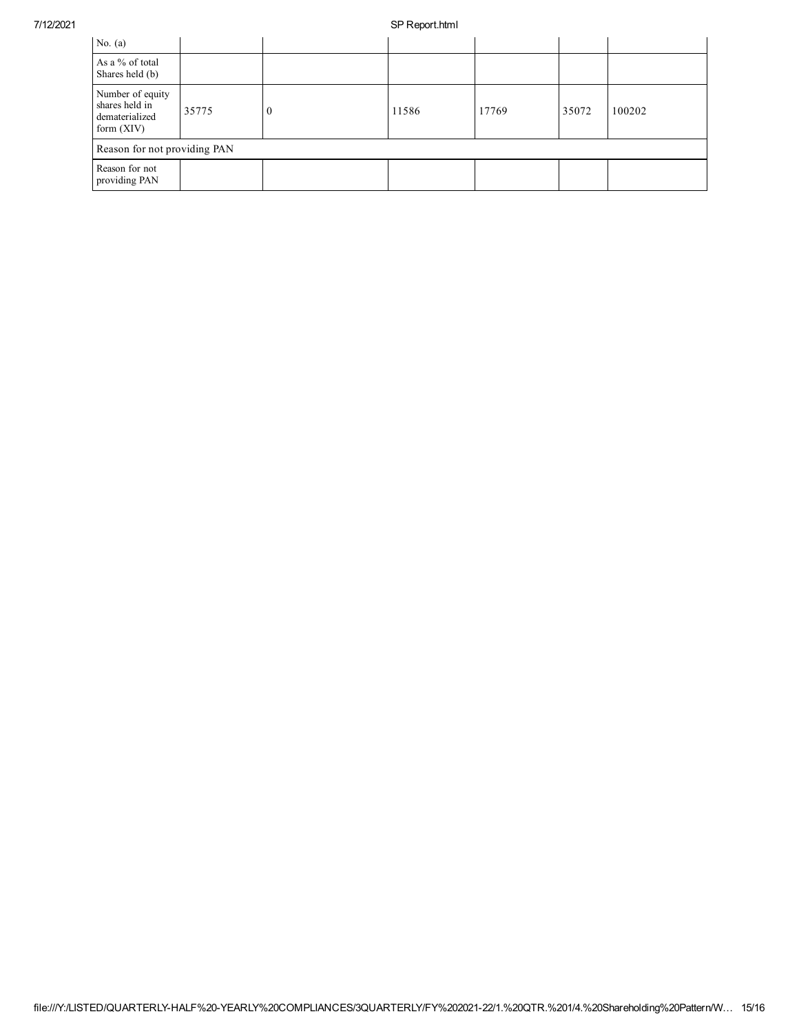| No. (a) | | | | | | |
|---|---|---|---|---|---|---|
| As a % of total Shares held (b) | | | | | | |
| Number of equity shares held in dematerialized form (XIV) | 35775 | 0 | 11586 | 17769 | 35072 | 100202 |
| Reason for not providing PAN | | | | | | |
| Reason for not providing PAN | | | | | | |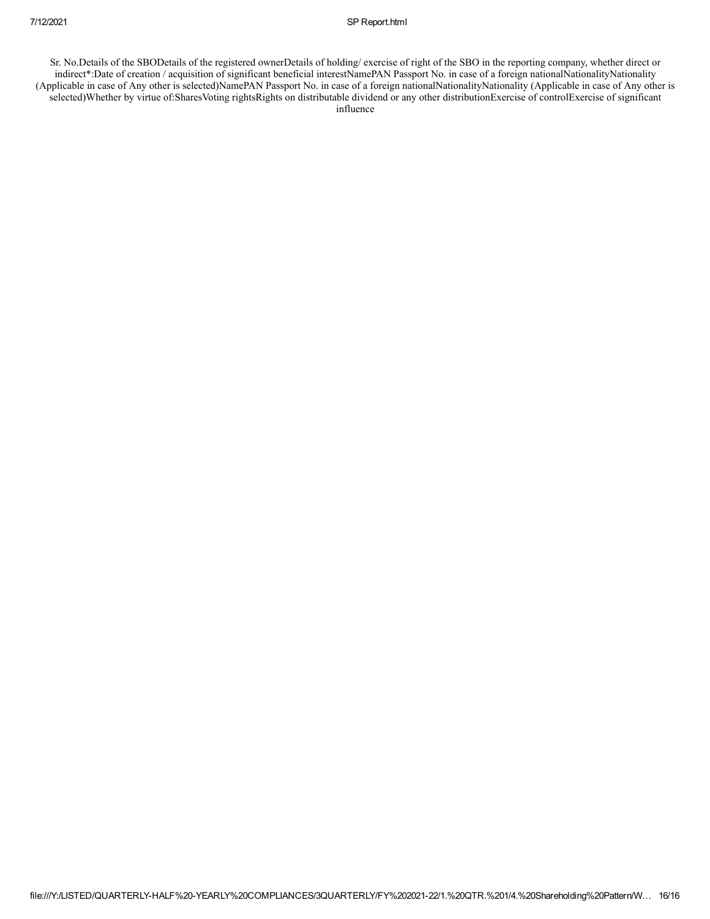Sr. No.Details of the SBODetails of the registered ownerDetails of holding/ exercise of right of the SBO in the reporting company, whether direct or indirect*:Date of creation / acquisition of significant beneficial interestNamePAN Passport No. in case of a foreign nationalNationalityNationality (Applicable in case of Any other is selected)NamePAN Passport No. in case of a foreign nationalNationalityNationality (Applicable in case of Any other is selected)Whether by virtue of:SharesVoting rightsRights on distributable dividend or any other distributionExercise of controlExercise of significant influence